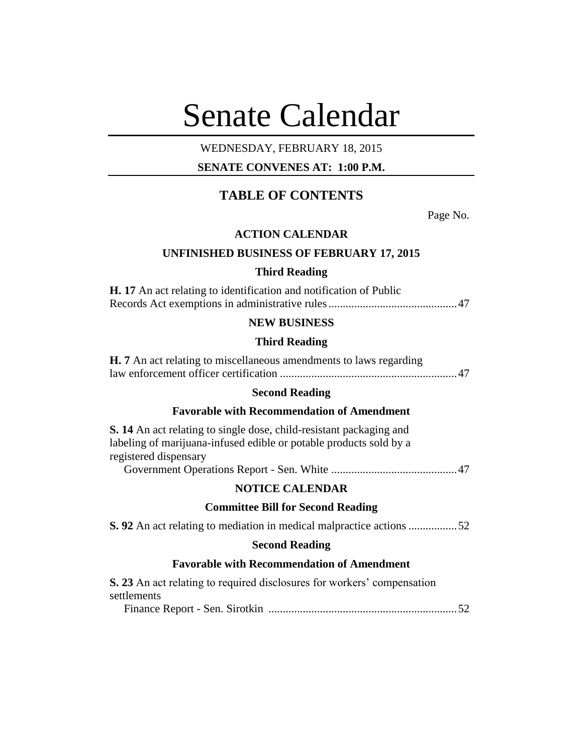# Senate Calendar

WEDNESDAY, FEBRUARY 18, 2015

**SENATE CONVENES AT: 1:00 P.M.**

## TABLE OF CONTENTS

Page No.

### ACTION CALENDAR

### UNFINISHED BUSINESS OF FEBRUARY 17, 2015

#### Third Reading

**H. 17** An act relating to identification and notification of Public Records Act exemptions in administrative rules ............................................ 47

### NEW BUSINESS

#### Third Reading

**H. 7** An act relating to miscellaneous amendments to laws regarding law enforcement officer certification ............................................................. 47

#### Second Reading

#### Favorable with Recommendation of Amendment

**S. 14** An act relating to single dose, child-resistant packaging and labeling of marijuana-infused edible or potable products sold by a registered dispensary

Government Operations Report - Sen. White ........................................... 47

### NOTICE CALENDAR

#### Committee Bill for Second Reading

**S. 92** An act relating to mediation in medical malpractice actions ................ 52

#### Second Reading

#### Favorable with Recommendation of Amendment

**S. 23** An act relating to required disclosures for workers' compensation settlements

Finance Report - Sen. Sirotkin ................................................................. 52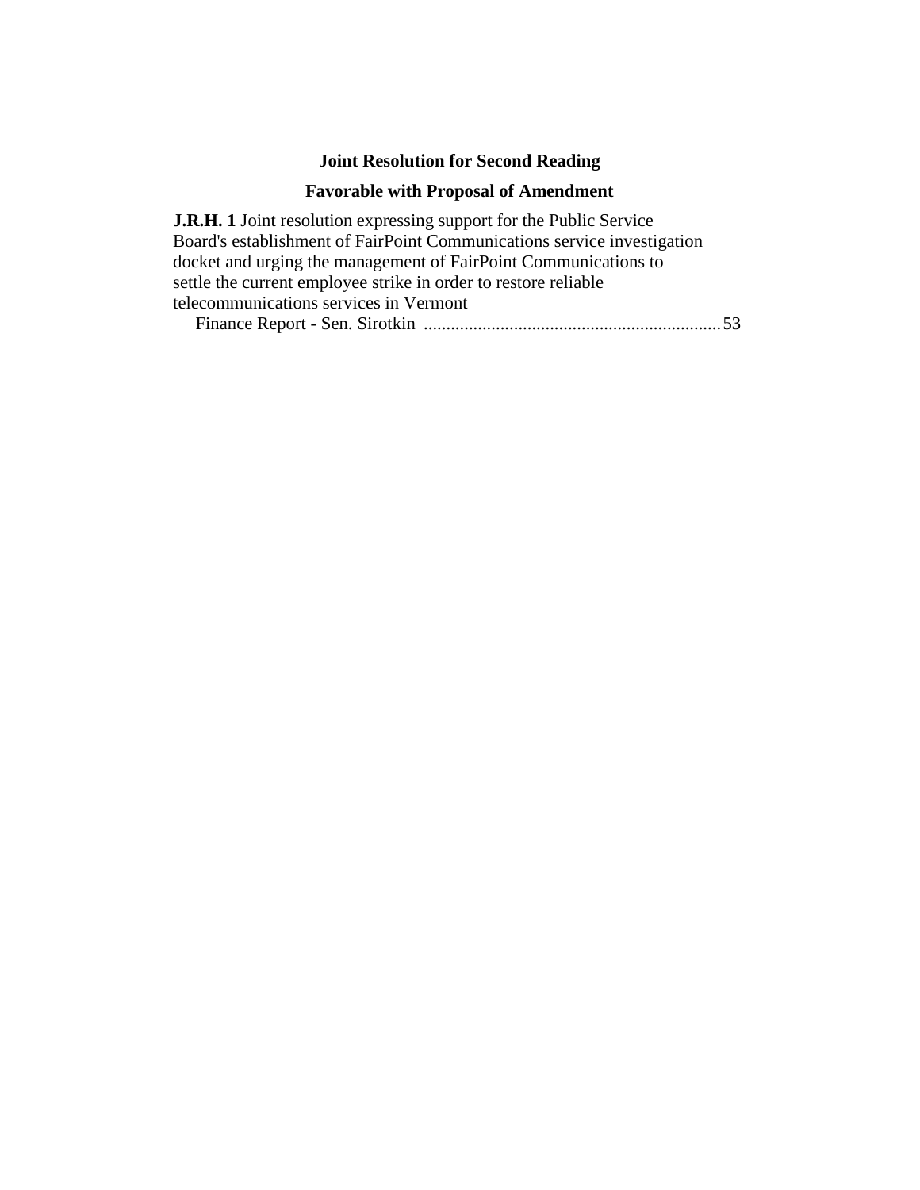## Joint Resolution for Second Reading

### Favorable with Proposal of Amendment

**J.R.H. 1** Joint resolution expressing support for the Public Service Board's establishment of FairPoint Communications service investigation docket and urging the management of FairPoint Communications to settle the current employee strike in order to restore reliable telecommunications services in Vermont

Finance Report - Sen. Sirotkin ................................................................. 53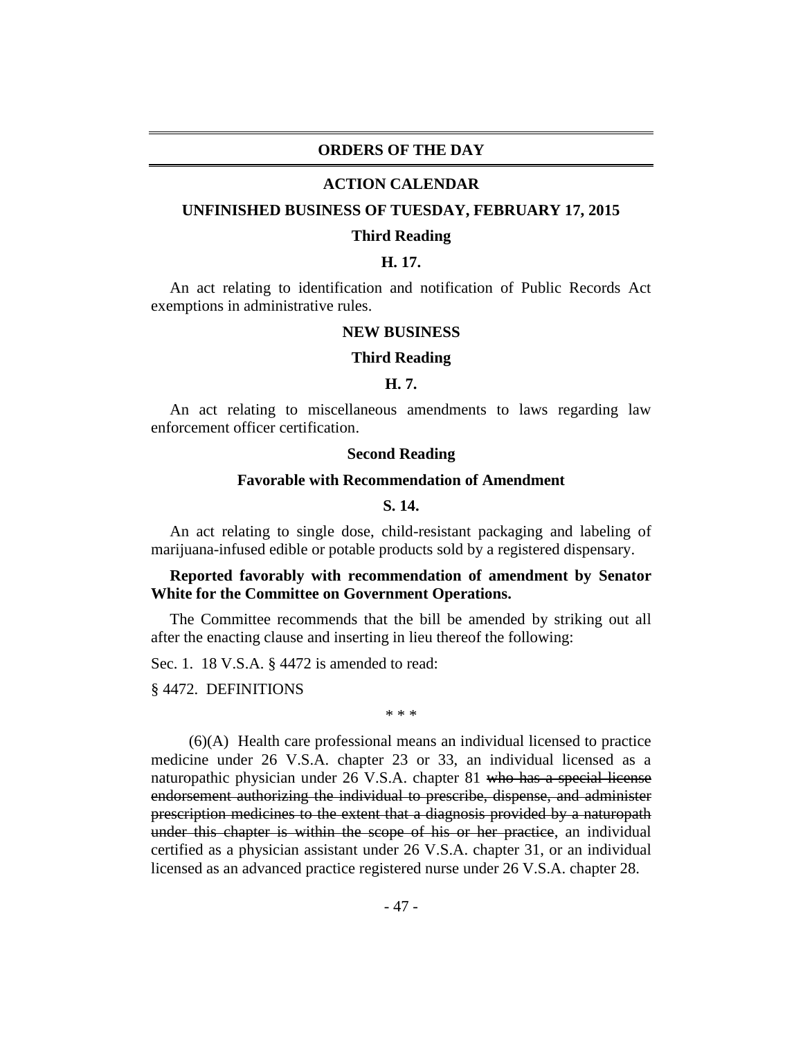## ORDERS OF THE DAY

### ACTION CALENDAR

### UNFINISHED BUSINESS OF TUESDAY, FEBRUARY 17, 2015

**Third Reading**

**H. 17.**

An act relating to identification and notification of Public Records Act exemptions in administrative rules.

### NEW BUSINESS

**Third Reading**

**H. 7.**

An act relating to miscellaneous amendments to laws regarding law enforcement officer certification.

**Second Reading**

**Favorable with Recommendation of Amendment**

**S. 14.**

An act relating to single dose, child-resistant packaging and labeling of marijuana-infused edible or potable products sold by a registered dispensary.

**Reported favorably with recommendation of amendment by Senator White for the Committee on Government Operations.**

The Committee recommends that the bill be amended by striking out all after the enacting clause and inserting in lieu thereof the following:

Sec. 1. 18 V.S.A. § 4472 is amended to read:

§ 4472. DEFINITIONS

\* \* \*

(6)(A) Health care professional means an individual licensed to practice medicine under 26 V.S.A. chapter 23 or 33, an individual licensed as a naturopathic physician under 26 V.S.A. chapter 81 ~~who has a special license endorsement authorizing the individual to prescribe, dispense, and administer prescription medicines to the extent that a diagnosis provided by a naturopath under this chapter is within the scope of his or her practice~~, an individual certified as a physician assistant under 26 V.S.A. chapter 31, or an individual licensed as an advanced practice registered nurse under 26 V.S.A. chapter 28.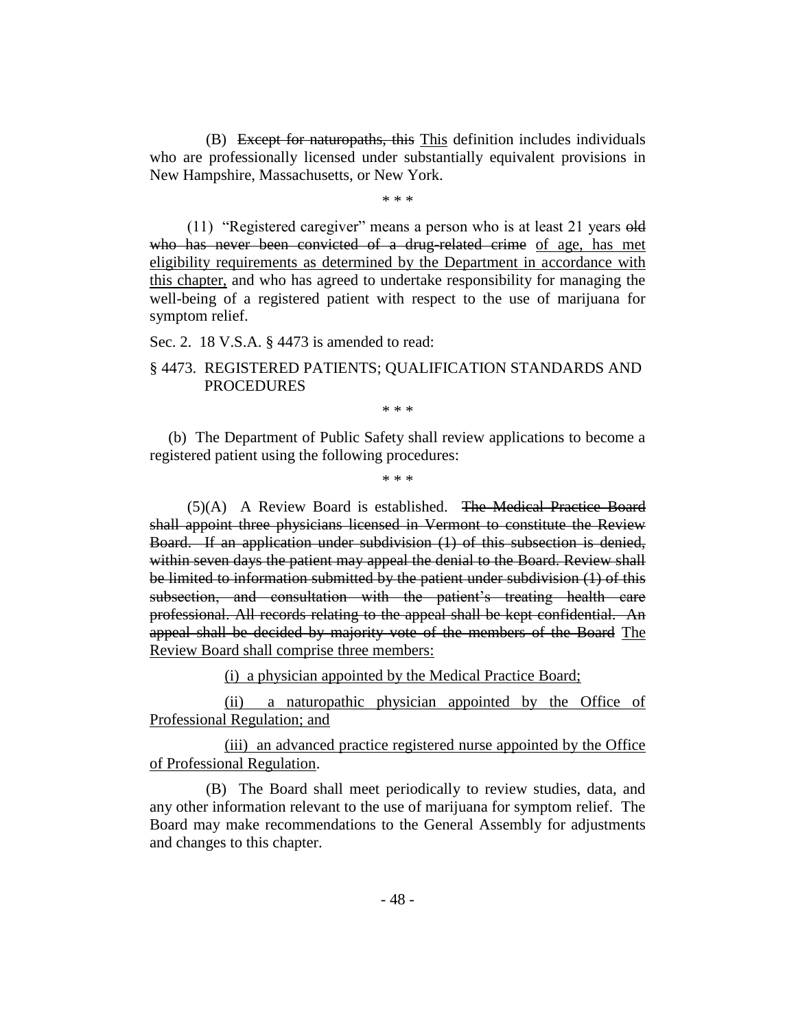(B) ~~Except for naturopaths, this~~ This definition includes individuals who are professionally licensed under substantially equivalent provisions in New Hampshire, Massachusetts, or New York.

\* \* \*

(11) "Registered caregiver" means a person who is at least 21 years ~~old who has never been convicted of a drug-related crime~~ of age, has met eligibility requirements as determined by the Department in accordance with this chapter, and who has agreed to undertake responsibility for managing the well-being of a registered patient with respect to the use of marijuana for symptom relief.

Sec. 2. 18 V.S.A. § 4473 is amended to read:

§ 4473. REGISTERED PATIENTS; QUALIFICATION STANDARDS AND PROCEDURES

\* \* \*

(b) The Department of Public Safety shall review applications to become a registered patient using the following procedures:

\* \* \*

(5)(A) A Review Board is established. ~~The Medical Practice Board shall appoint three physicians licensed in Vermont to constitute the Review Board. If an application under subdivision (1) of this subsection is denied, within seven days the patient may appeal the denial to the Board. Review shall be limited to information submitted by the patient under subdivision (1) of this subsection, and consultation with the patient's treating health care professional. All records relating to the appeal shall be kept confidential. An appeal shall be decided by majority vote of the members of the Board~~ The Review Board shall comprise three members:

(i) a physician appointed by the Medical Practice Board;

(ii) a naturopathic physician appointed by the Office of Professional Regulation; and

(iii) an advanced practice registered nurse appointed by the Office of Professional Regulation.

(B) The Board shall meet periodically to review studies, data, and any other information relevant to the use of marijuana for symptom relief. The Board may make recommendations to the General Assembly for adjustments and changes to this chapter.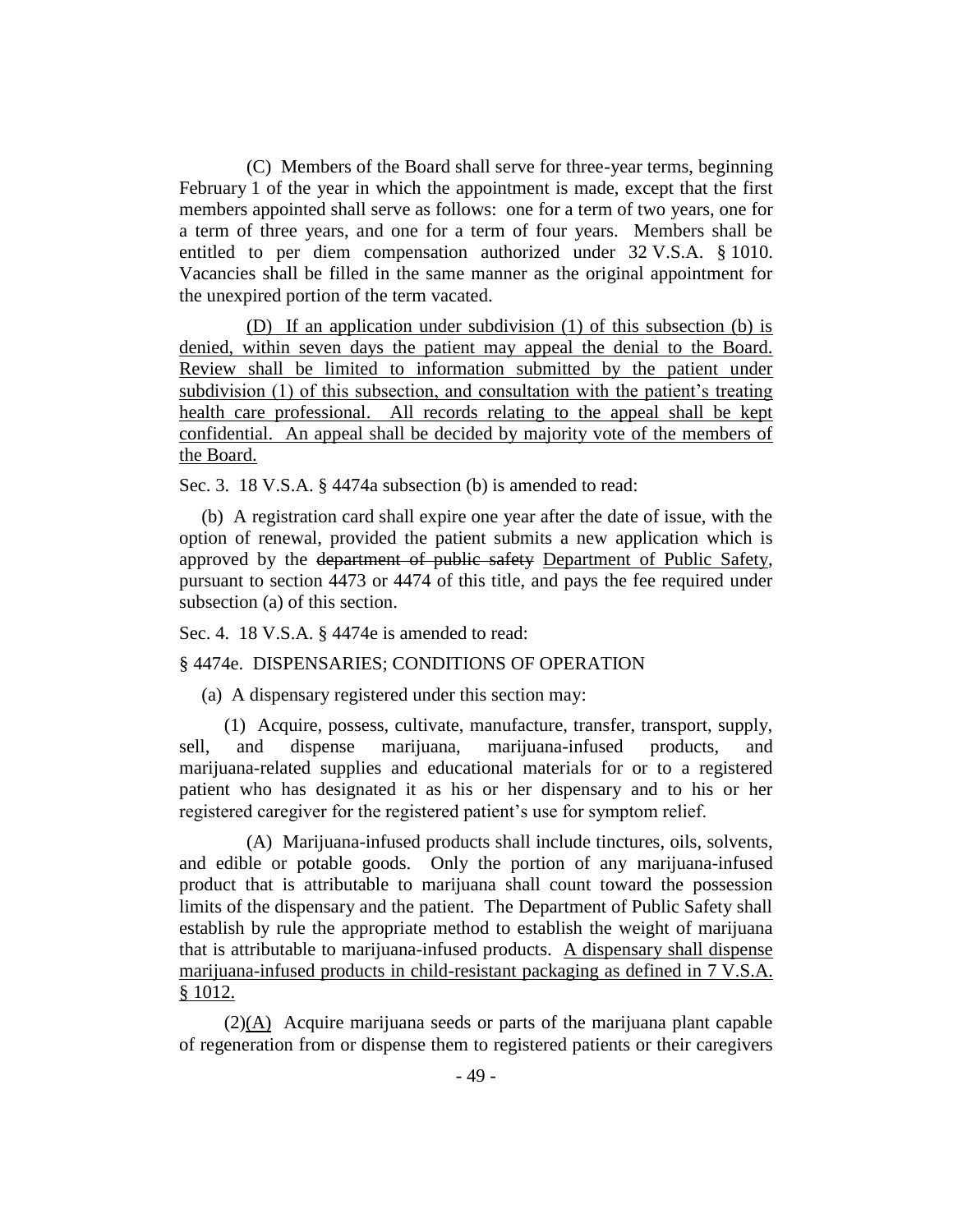(C) Members of the Board shall serve for three-year terms, beginning February 1 of the year in which the appointment is made, except that the first members appointed shall serve as follows: one for a term of two years, one for a term of three years, and one for a term of four years. Members shall be entitled to per diem compensation authorized under 32 V.S.A. § 1010. Vacancies shall be filled in the same manner as the original appointment for the unexpired portion of the term vacated.

(D) If an application under subdivision (1) of this subsection (b) is denied, within seven days the patient may appeal the denial to the Board. Review shall be limited to information submitted by the patient under subdivision (1) of this subsection, and consultation with the patient's treating health care professional. All records relating to the appeal shall be kept confidential. An appeal shall be decided by majority vote of the members of the Board.

Sec. 3. 18 V.S.A. § 4474a subsection (b) is amended to read:

(b) A registration card shall expire one year after the date of issue, with the option of renewal, provided the patient submits a new application which is approved by the ~~department of public safety~~ Department of Public Safety, pursuant to section 4473 or 4474 of this title, and pays the fee required under subsection (a) of this section.

Sec. 4. 18 V.S.A. § 4474e is amended to read:

§ 4474e. DISPENSARIES; CONDITIONS OF OPERATION

(a) A dispensary registered under this section may:

(1) Acquire, possess, cultivate, manufacture, transfer, transport, supply, sell, and dispense marijuana, marijuana-infused products, and marijuana-related supplies and educational materials for or to a registered patient who has designated it as his or her dispensary and to his or her registered caregiver for the registered patient's use for symptom relief.

(A) Marijuana-infused products shall include tinctures, oils, solvents, and edible or potable goods. Only the portion of any marijuana-infused product that is attributable to marijuana shall count toward the possession limits of the dispensary and the patient. The Department of Public Safety shall establish by rule the appropriate method to establish the weight of marijuana that is attributable to marijuana-infused products. A dispensary shall dispense marijuana-infused products in child-resistant packaging as defined in 7 V.S.A. § 1012.

(2)(A) Acquire marijuana seeds or parts of the marijuana plant capable of regeneration from or dispense them to registered patients or their caregivers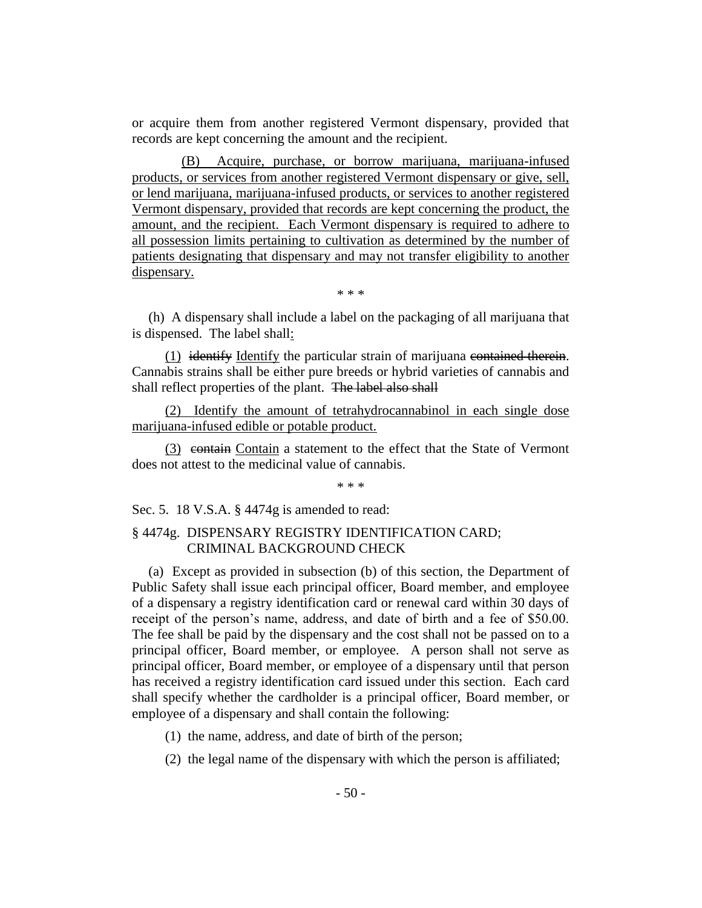or acquire them from another registered Vermont dispensary, provided that records are kept concerning the amount and the recipient.

<u>(B) Acquire, purchase, or borrow marijuana, marijuana-infused products, or services from another registered Vermont dispensary or give, sell, or lend marijuana, marijuana-infused products, or services to another registered Vermont dispensary, provided that records are kept concerning the product, the amount, and the recipient. Each Vermont dispensary is required to adhere to all possession limits pertaining to cultivation as determined by the number of patients designating that dispensary and may not transfer eligibility to another dispensary.</u>

\* \* \*

(h) A dispensary shall include a label on the packaging of all marijuana that is dispensed. The label shall<u>:</u>

<u>(1)</u> ~~identify~~ <u>Identify</u> the particular strain of marijuana ~~contained therein~~. Cannabis strains shall be either pure breeds or hybrid varieties of cannabis and shall reflect properties of the plant. ~~The label also shall~~

<u>(2) Identify the amount of tetrahydrocannabinol in each single dose marijuana-infused edible or potable product.</u>

<u>(3)</u> ~~contain~~ <u>Contain</u> a statement to the effect that the State of Vermont does not attest to the medicinal value of cannabis.

\* \* \*

Sec. 5. 18 V.S.A. § 4474g is amended to read:

§ 4474g. DISPENSARY REGISTRY IDENTIFICATION CARD; CRIMINAL BACKGROUND CHECK

(a) Except as provided in subsection (b) of this section, the Department of Public Safety shall issue each principal officer, Board member, and employee of a dispensary a registry identification card or renewal card within 30 days of receipt of the person's name, address, and date of birth and a fee of $50.00. The fee shall be paid by the dispensary and the cost shall not be passed on to a principal officer, Board member, or employee. A person shall not serve as principal officer, Board member, or employee of a dispensary until that person has received a registry identification card issued under this section. Each card shall specify whether the cardholder is a principal officer, Board member, or employee of a dispensary and shall contain the following:

(1) the name, address, and date of birth of the person;

(2) the legal name of the dispensary with which the person is affiliated;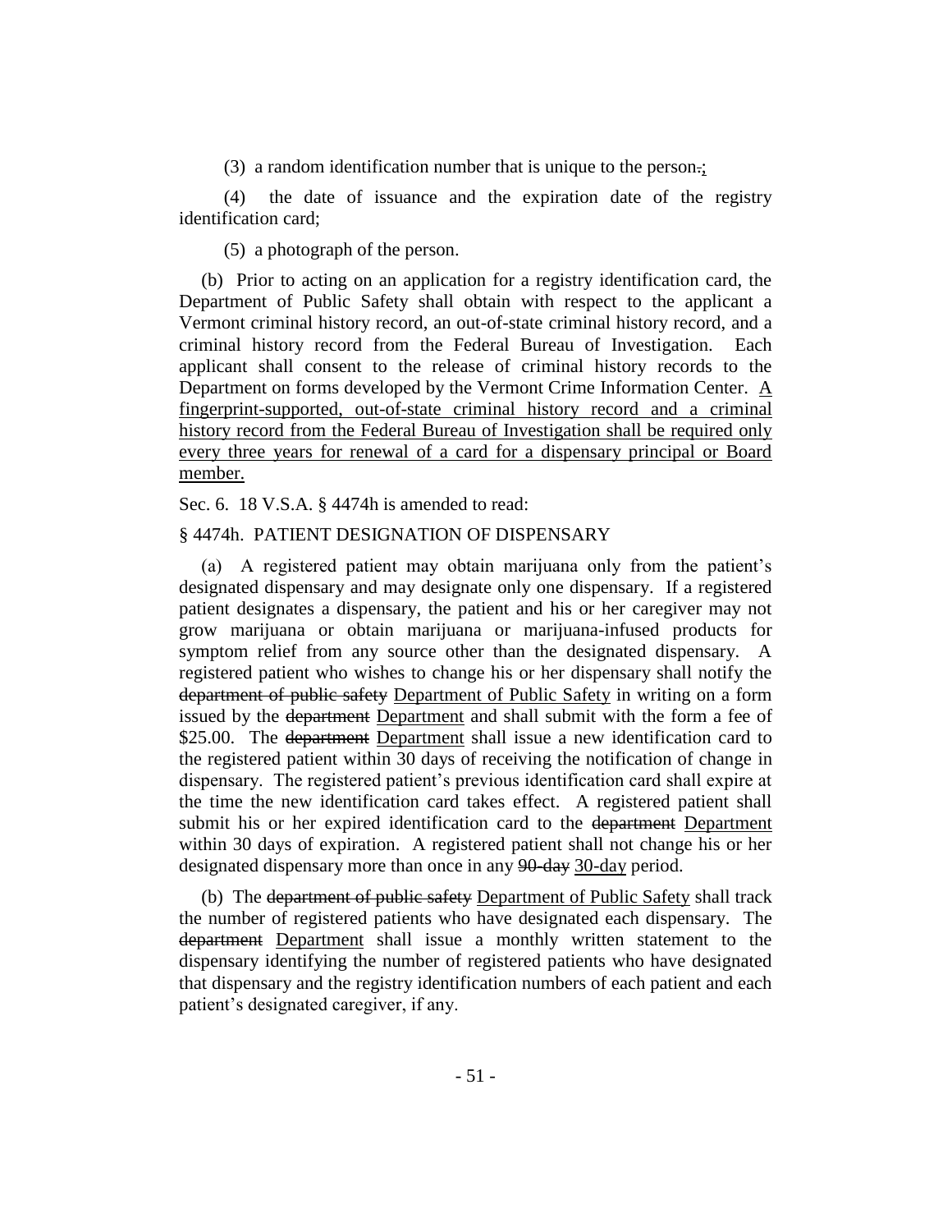(3) a random identification number that is unique to the person~~.~~;

(4) the date of issuance and the expiration date of the registry identification card;

(5) a photograph of the person.

(b) Prior to acting on an application for a registry identification card, the Department of Public Safety shall obtain with respect to the applicant a Vermont criminal history record, an out-of-state criminal history record, and a criminal history record from the Federal Bureau of Investigation. Each applicant shall consent to the release of criminal history records to the Department on forms developed by the Vermont Crime Information Center. <u>A fingerprint-supported, out-of-state criminal history record and a criminal history record from the Federal Bureau of Investigation shall be required only every three years for renewal of a card for a dispensary principal or Board member.</u>

Sec. 6. 18 V.S.A. § 4474h is amended to read:

§ 4474h. PATIENT DESIGNATION OF DISPENSARY

(a) A registered patient may obtain marijuana only from the patient's designated dispensary and may designate only one dispensary. If a registered patient designates a dispensary, the patient and his or her caregiver may not grow marijuana or obtain marijuana or marijuana-infused products for symptom relief from any source other than the designated dispensary. A registered patient who wishes to change his or her dispensary shall notify the ~~department of public safety~~ <u>Department of Public Safety</u> in writing on a form issued by the ~~department~~ <u>Department</u> and shall submit with the form a fee of $25.00. The ~~department~~ <u>Department</u> shall issue a new identification card to the registered patient within 30 days of receiving the notification of change in dispensary. The registered patient's previous identification card shall expire at the time the new identification card takes effect. A registered patient shall submit his or her expired identification card to the ~~department~~ <u>Department</u> within 30 days of expiration. A registered patient shall not change his or her designated dispensary more than once in any ~~90-day~~ <u>30-day</u> period.

(b) The ~~department of public safety~~ <u>Department of Public Safety</u> shall track the number of registered patients who have designated each dispensary. The ~~department~~ <u>Department</u> shall issue a monthly written statement to the dispensary identifying the number of registered patients who have designated that dispensary and the registry identification numbers of each patient and each patient's designated caregiver, if any.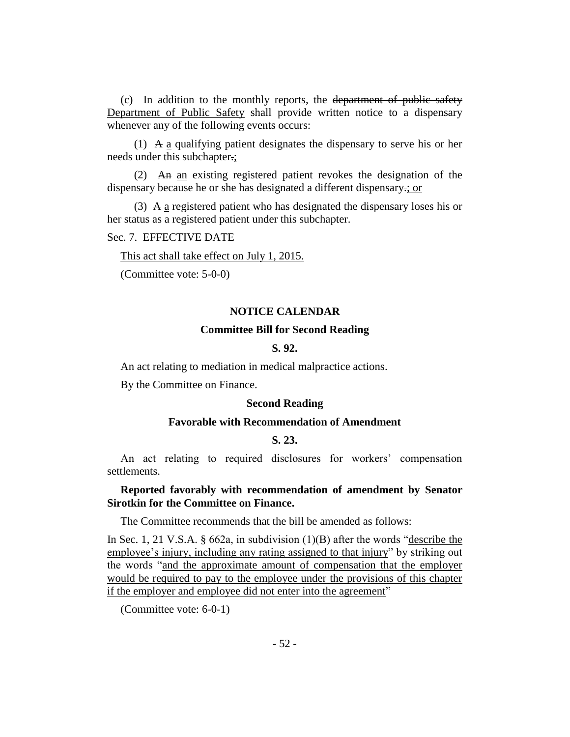(c) In addition to the monthly reports, the ~~department of public safety~~ <u>Department of Public Safety</u> shall provide written notice to a dispensary whenever any of the following events occurs:

(1) ~~A~~ <u>a</u> qualifying patient designates the dispensary to serve his or her needs under this subchapter~~.~~<u>;</u>

(2) ~~An~~ <u>an</u> existing registered patient revokes the designation of the dispensary because he or she has designated a different dispensary~~.~~<u>; or</u>

(3) ~~A~~ <u>a</u> registered patient who has designated the dispensary loses his or her status as a registered patient under this subchapter.

Sec. 7. EFFECTIVE DATE

<u>This act shall take effect on July 1, 2015.</u>

(Committee vote: 5-0-0)

## NOTICE CALENDAR

### Committee Bill for Second Reading

**S. 92.**

An act relating to mediation in medical malpractice actions.

By the Committee on Finance.

### Second Reading

### Favorable with Recommendation of Amendment

**S. 23.**

An act relating to required disclosures for workers' compensation settlements.

**Reported favorably with recommendation of amendment by Senator Sirotkin for the Committee on Finance.**

The Committee recommends that the bill be amended as follows:

In Sec. 1, 21 V.S.A. § 662a, in subdivision (1)(B) after the words "<u>describe the employee's injury, including any rating assigned to that injury</u>" by striking out the words "<u>and the approximate amount of compensation that the employer would be required to pay to the employee under the provisions of this chapter if the employer and employee did not enter into the agreement</u>"

(Committee vote: 6-0-1)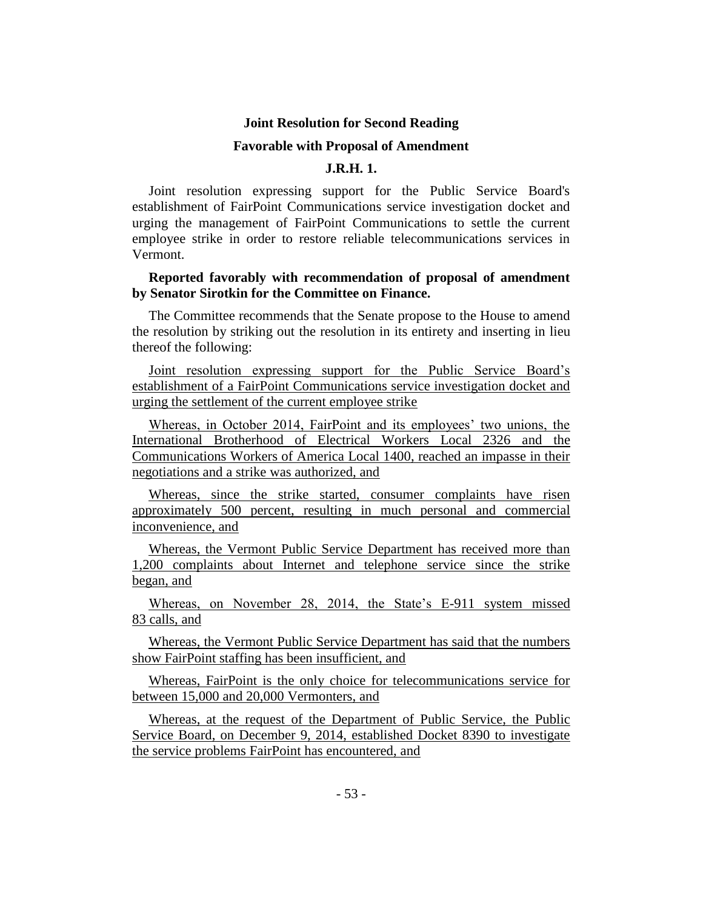**Joint Resolution for Second Reading**

**Favorable with Proposal of Amendment**

**J.R.H. 1.**

Joint resolution expressing support for the Public Service Board's establishment of FairPoint Communications service investigation docket and urging the management of FairPoint Communications to settle the current employee strike in order to restore reliable telecommunications services in Vermont.

**Reported favorably with recommendation of proposal of amendment by Senator Sirotkin for the Committee on Finance.**

The Committee recommends that the Senate propose to the House to amend the resolution by striking out the resolution in its entirety and inserting in lieu thereof the following:

Joint resolution expressing support for the Public Service Board's establishment of a FairPoint Communications service investigation docket and urging the settlement of the current employee strike

Whereas, in October 2014, FairPoint and its employees' two unions, the International Brotherhood of Electrical Workers Local 2326 and the Communications Workers of America Local 1400, reached an impasse in their negotiations and a strike was authorized, and

Whereas, since the strike started, consumer complaints have risen approximately 500 percent, resulting in much personal and commercial inconvenience, and

Whereas, the Vermont Public Service Department has received more than 1,200 complaints about Internet and telephone service since the strike began, and

Whereas, on November 28, 2014, the State's E-911 system missed 83 calls, and

Whereas, the Vermont Public Service Department has said that the numbers show FairPoint staffing has been insufficient, and

Whereas, FairPoint is the only choice for telecommunications service for between 15,000 and 20,000 Vermonters, and

Whereas, at the request of the Department of Public Service, the Public Service Board, on December 9, 2014, established Docket 8390 to investigate the service problems FairPoint has encountered, and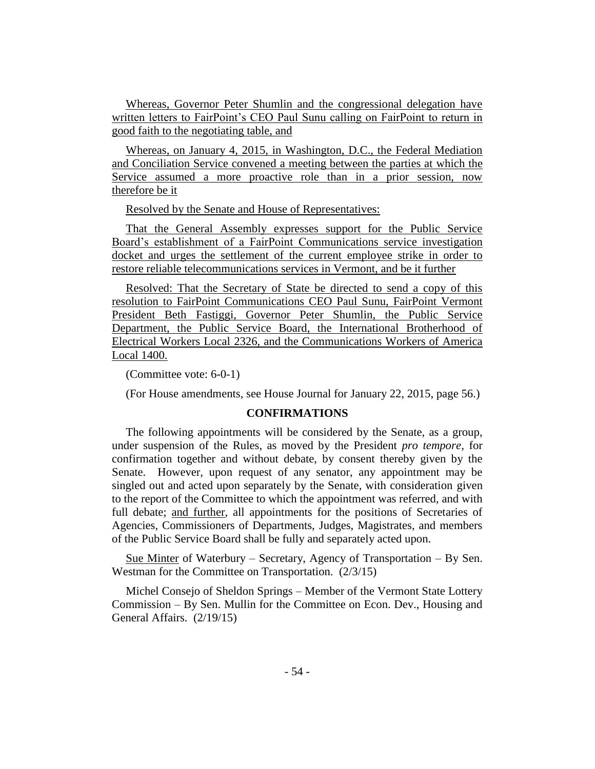<u>Whereas, Governor Peter Shumlin and the congressional delegation have written letters to FairPoint's CEO Paul Sunu calling on FairPoint to return in good faith to the negotiating table, and</u>

<u>Whereas, on January 4, 2015, in Washington, D.C., the Federal Mediation and Conciliation Service convened a meeting between the parties at which the Service assumed a more proactive role than in a prior session, now therefore be it</u>

<u>Resolved by the Senate and House of Representatives:</u>

<u>That the General Assembly expresses support for the Public Service Board's establishment of a FairPoint Communications service investigation docket and urges the settlement of the current employee strike in order to restore reliable telecommunications services in Vermont, and be it further</u>

<u>Resolved: That the Secretary of State be directed to send a copy of this resolution to FairPoint Communications CEO Paul Sunu, FairPoint Vermont President Beth Fastiggi, Governor Peter Shumlin, the Public Service Department, the Public Service Board, the International Brotherhood of Electrical Workers Local 2326, and the Communications Workers of America Local 1400.</u>

(Committee vote: 6-0-1)

(For House amendments, see House Journal for January 22, 2015, page 56.)

**CONFIRMATIONS**

The following appointments will be considered by the Senate, as a group, under suspension of the Rules, as moved by the President *pro tempore,* for confirmation together and without debate, by consent thereby given by the Senate. However, upon request of any senator, any appointment may be singled out and acted upon separately by the Senate, with consideration given to the report of the Committee to which the appointment was referred, and with full debate; <u>and further</u>, all appointments for the positions of Secretaries of Agencies, Commissioners of Departments, Judges, Magistrates, and members of the Public Service Board shall be fully and separately acted upon.

<u>Sue Minter</u> of Waterbury – Secretary, Agency of Transportation – By Sen. Westman for the Committee on Transportation. (2/3/15)

Michel Consejo of Sheldon Springs – Member of the Vermont State Lottery Commission – By Sen. Mullin for the Committee on Econ. Dev., Housing and General Affairs. (2/19/15)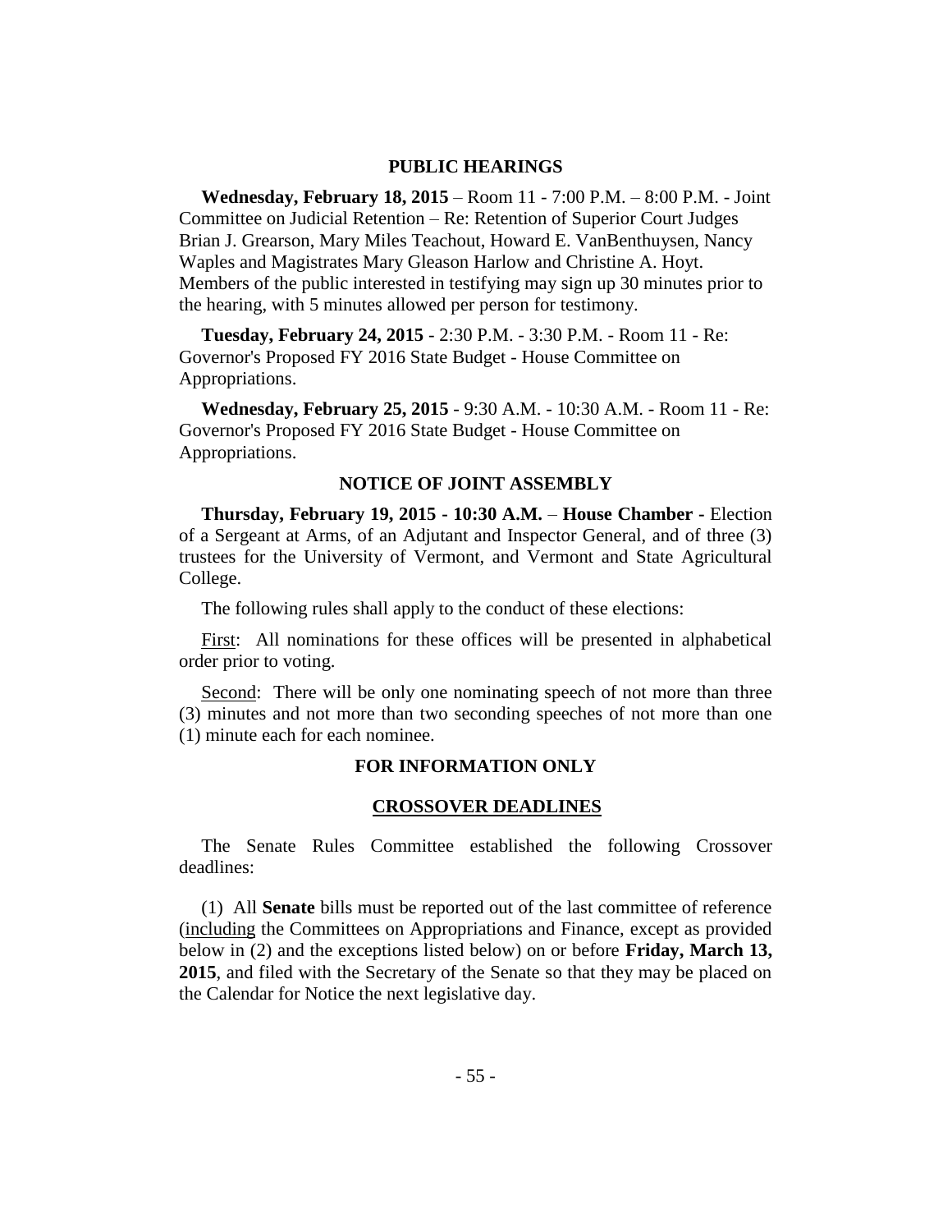## PUBLIC HEARINGS

**Wednesday, February 18, 2015** – Room 11 - 7:00 P.M. – 8:00 P.M. - Joint Committee on Judicial Retention – Re: Retention of Superior Court Judges Brian J. Grearson, Mary Miles Teachout, Howard E. VanBenthuysen, Nancy Waples and Magistrates Mary Gleason Harlow and Christine A. Hoyt. Members of the public interested in testifying may sign up 30 minutes prior to the hearing, with 5 minutes allowed per person for testimony.

**Tuesday, February 24, 2015** - 2:30 P.M. - 3:30 P.M. - Room 11 - Re: Governor's Proposed FY 2016 State Budget - House Committee on Appropriations.

**Wednesday, February 25, 2015** - 9:30 A.M. - 10:30 A.M. - Room 11 - Re: Governor's Proposed FY 2016 State Budget - House Committee on Appropriations.

## NOTICE OF JOINT ASSEMBLY

**Thursday, February 19, 2015 - 10:30 A.M.** – **House Chamber** - Election of a Sergeant at Arms, of an Adjutant and Inspector General, and of three (3) trustees for the University of Vermont, and Vermont and State Agricultural College.

The following rules shall apply to the conduct of these elections:

First: All nominations for these offices will be presented in alphabetical order prior to voting.

Second: There will be only one nominating speech of not more than three (3) minutes and not more than two seconding speeches of not more than one (1) minute each for each nominee.

## FOR INFORMATION ONLY

### CROSSOVER DEADLINES

The Senate Rules Committee established the following Crossover deadlines:

(1) All **Senate** bills must be reported out of the last committee of reference (including the Committees on Appropriations and Finance, except as provided below in (2) and the exceptions listed below) on or before **Friday, March 13, 2015**, and filed with the Secretary of the Senate so that they may be placed on the Calendar for Notice the next legislative day.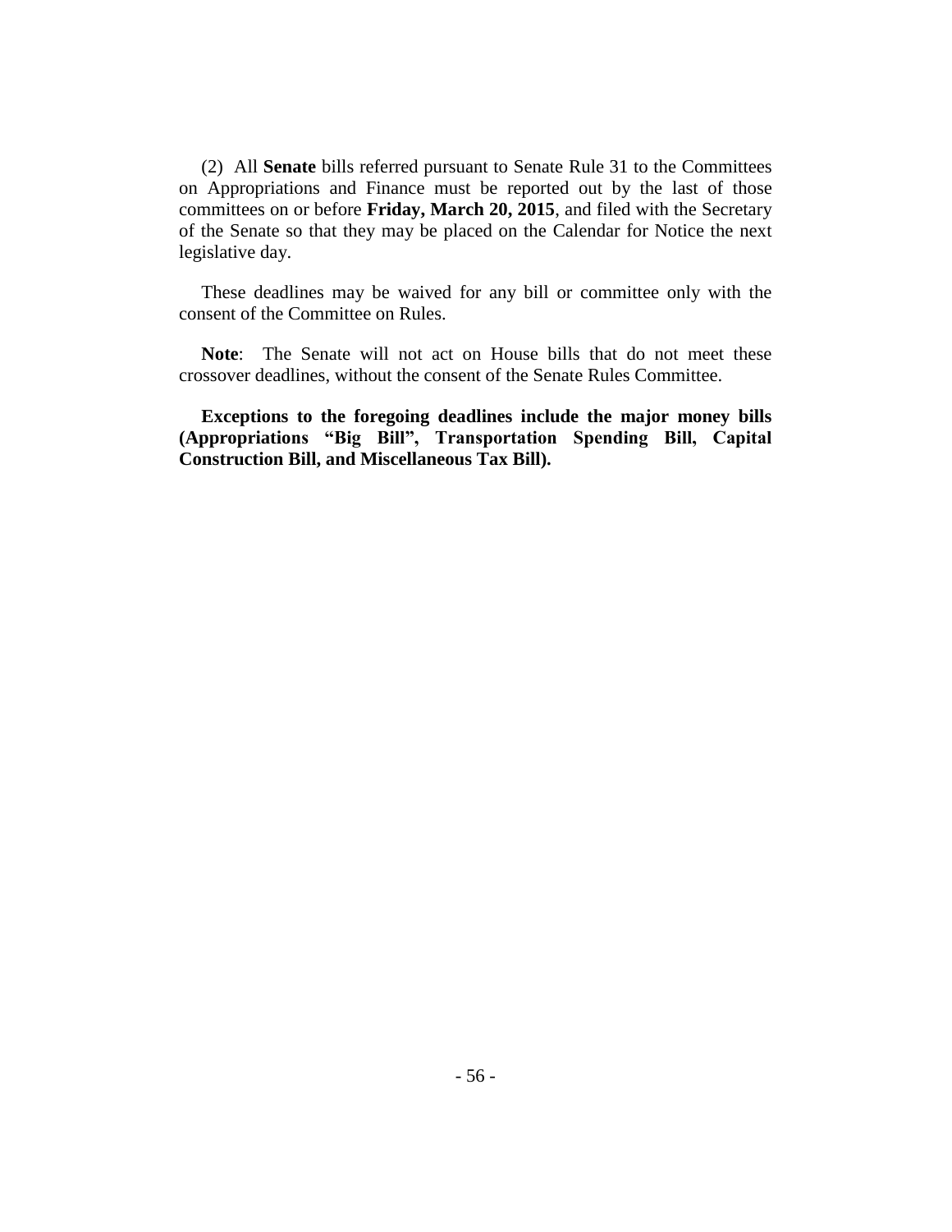(2) All **Senate** bills referred pursuant to Senate Rule 31 to the Committees on Appropriations and Finance must be reported out by the last of those committees on or before **Friday, March 20, 2015**, and filed with the Secretary of the Senate so that they may be placed on the Calendar for Notice the next legislative day.

These deadlines may be waived for any bill or committee only with the consent of the Committee on Rules.

**Note**: The Senate will not act on House bills that do not meet these crossover deadlines, without the consent of the Senate Rules Committee.

**Exceptions to the foregoing deadlines include the major money bills (Appropriations "Big Bill", Transportation Spending Bill, Capital Construction Bill, and Miscellaneous Tax Bill).**